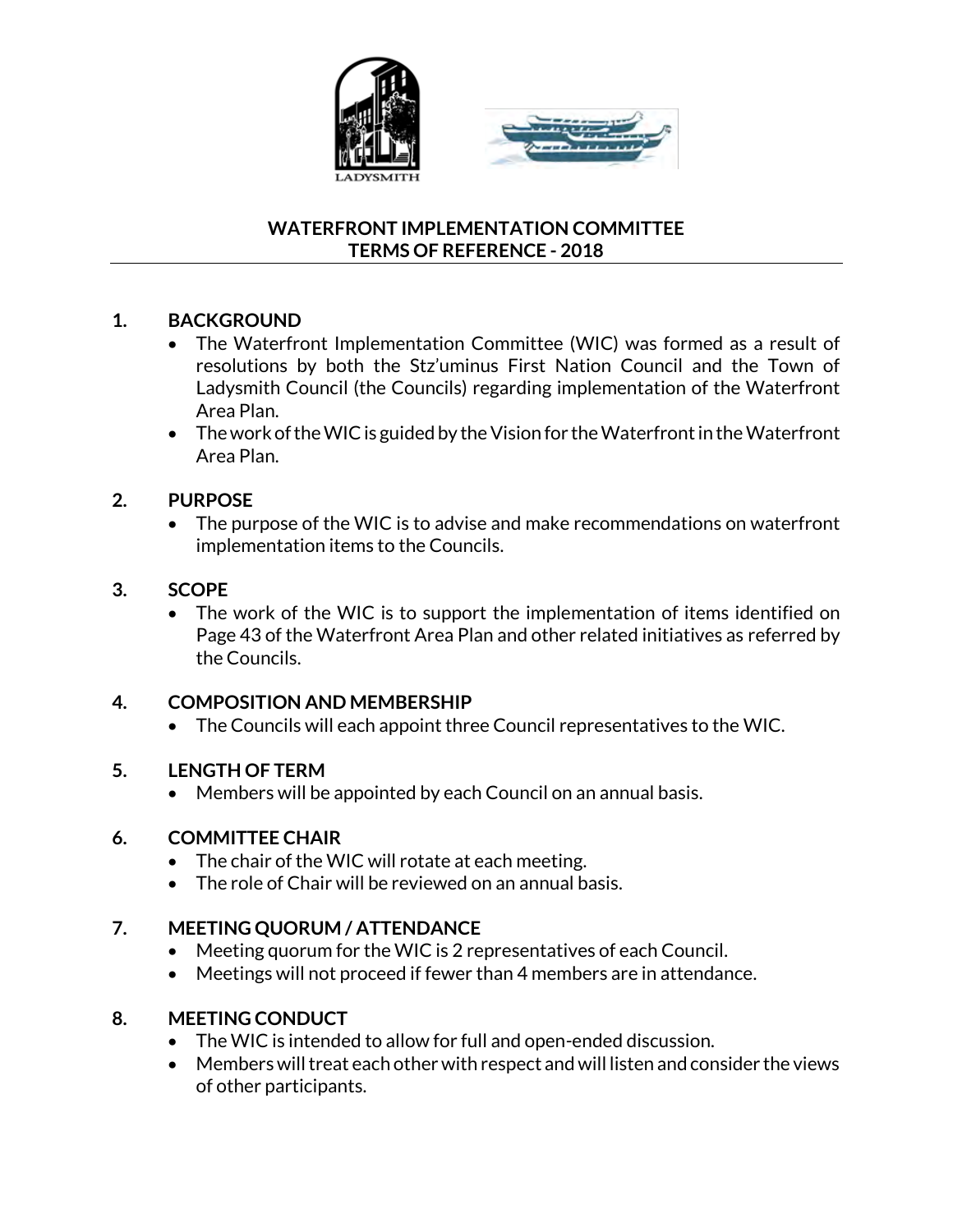# WATERFRONT IMPLEMENTATION COMMITTEE
# TERMS OF REFERENCE - 2018

## 1. BACKGROUND

- The Waterfront Implementation Committee (WIC) was formed as a result of resolutions by both the Stz'uminus First Nation Council and the Town of Ladysmith Council (the Councils) regarding implementation of the Waterfront Area Plan.
- The work of the WIC is guided by the Vision for the Waterfront in the Waterfront Area Plan.

## 2. PURPOSE

- The purpose of the WIC is to advise and make recommendations on waterfront implementation items to the Councils.

## 3. SCOPE

- The work of the WIC is to support the implementation of items identified on Page 43 of the Waterfront Area Plan and other related initiatives as referred by the Councils.

## 4. COMPOSITION AND MEMBERSHIP

- The Councils will each appoint three Council representatives to the WIC.

## 5. LENGTH OF TERM

- Members will be appointed by each Council on an annual basis.

## 6. COMMITTEE CHAIR

- The chair of the WIC will rotate at each meeting.
- The role of Chair will be reviewed on an annual basis.

## 7. MEETING QUORUM / ATTENDANCE

- Meeting quorum for the WIC is 2 representatives of each Council.
- Meetings will not proceed if fewer than 4 members are in attendance.

## 8. MEETING CONDUCT

- The WIC is intended to allow for full and open-ended discussion.
- Members will treat each other with respect and will listen and consider the views of other participants.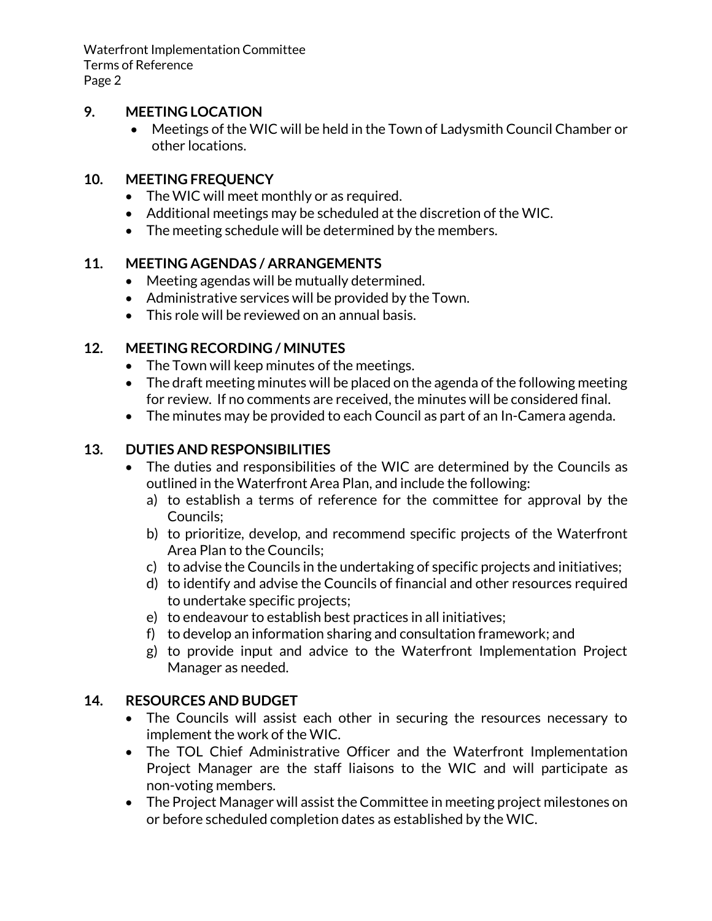## 9. MEETING LOCATION

- Meetings of the WIC will be held in the Town of Ladysmith Council Chamber or other locations.

## 10. MEETING FREQUENCY

- The WIC will meet monthly or as required.
- Additional meetings may be scheduled at the discretion of the WIC.
- The meeting schedule will be determined by the members.

## 11. MEETING AGENDAS / ARRANGEMENTS

- Meeting agendas will be mutually determined.
- Administrative services will be provided by the Town.
- This role will be reviewed on an annual basis.

## 12. MEETING RECORDING / MINUTES

- The Town will keep minutes of the meetings.
- The draft meeting minutes will be placed on the agenda of the following meeting for review. If no comments are received, the minutes will be considered final.
- The minutes may be provided to each Council as part of an In-Camera agenda.

## 13. DUTIES AND RESPONSIBILITIES

- The duties and responsibilities of the WIC are determined by the Councils as outlined in the Waterfront Area Plan, and include the following:
  a) to establish a terms of reference for the committee for approval by the Councils;
  b) to prioritize, develop, and recommend specific projects of the Waterfront Area Plan to the Councils;
  c) to advise the Councils in the undertaking of specific projects and initiatives;
  d) to identify and advise the Councils of financial and other resources required to undertake specific projects;
  e) to endeavour to establish best practices in all initiatives;
  f) to develop an information sharing and consultation framework; and
  g) to provide input and advice to the Waterfront Implementation Project Manager as needed.

## 14. RESOURCES AND BUDGET

- The Councils will assist each other in securing the resources necessary to implement the work of the WIC.
- The TOL Chief Administrative Officer and the Waterfront Implementation Project Manager are the staff liaisons to the WIC and will participate as non-voting members.
- The Project Manager will assist the Committee in meeting project milestones on or before scheduled completion dates as established by the WIC.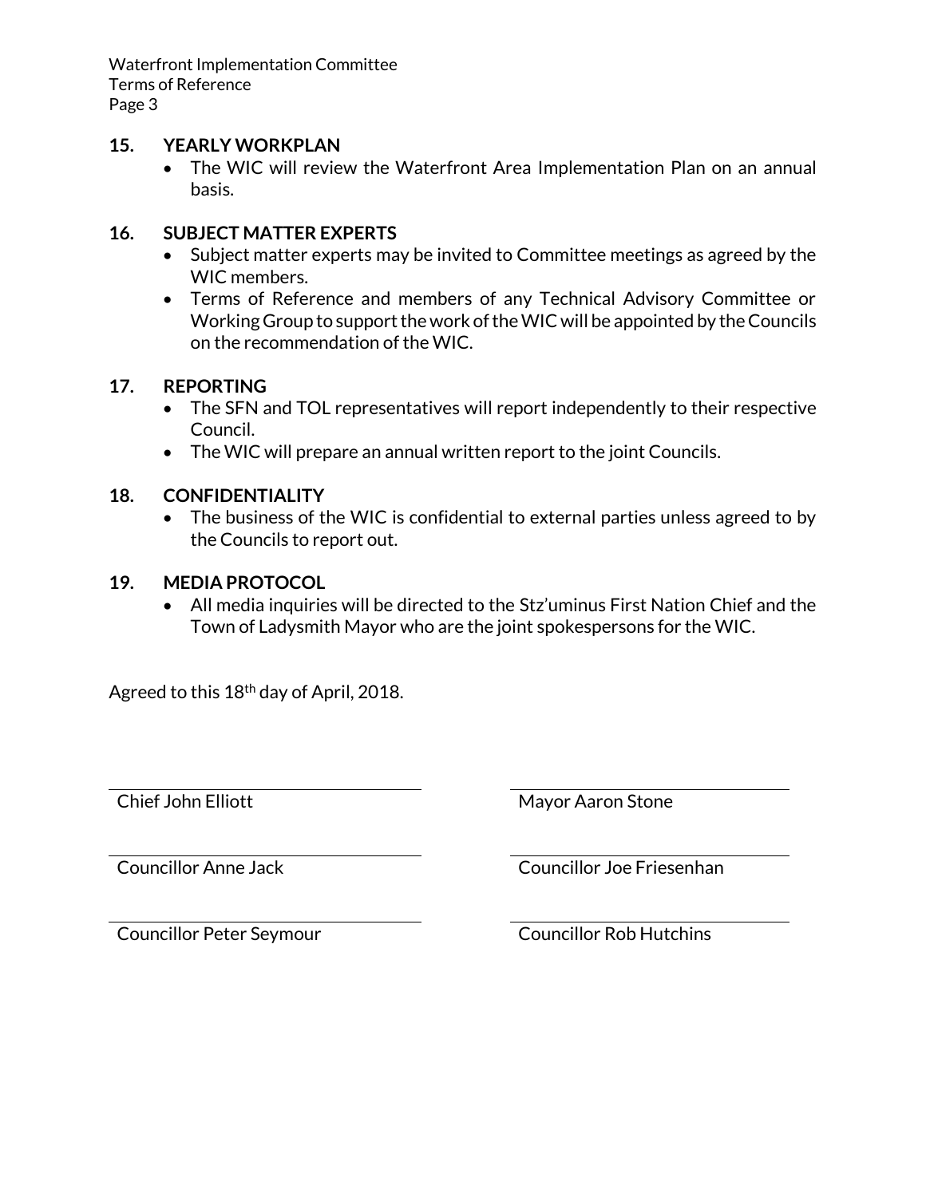## 15. YEARLY WORKPLAN

- The WIC will review the Waterfront Area Implementation Plan on an annual basis.

## 16. SUBJECT MATTER EXPERTS

- Subject matter experts may be invited to Committee meetings as agreed by the WIC members.
- Terms of Reference and members of any Technical Advisory Committee or Working Group to support the work of the WIC will be appointed by the Councils on the recommendation of the WIC.

## 17. REPORTING

- The SFN and TOL representatives will report independently to their respective Council.
- The WIC will prepare an annual written report to the joint Councils.

## 18. CONFIDENTIALITY

- The business of the WIC is confidential to external parties unless agreed to by the Councils to report out.

## 19. MEDIA PROTOCOL

- All media inquiries will be directed to the Stz'uminus First Nation Chief and the Town of Ladysmith Mayor who are the joint spokespersons for the WIC.

Agreed to this 18th day of April, 2018.

| | |
|---|---|
| Chief John Elliott | Mayor Aaron Stone |
| Councillor Anne Jack | Councillor Joe Friesenhan |
| Councillor Peter Seymour | Councillor Rob Hutchins |